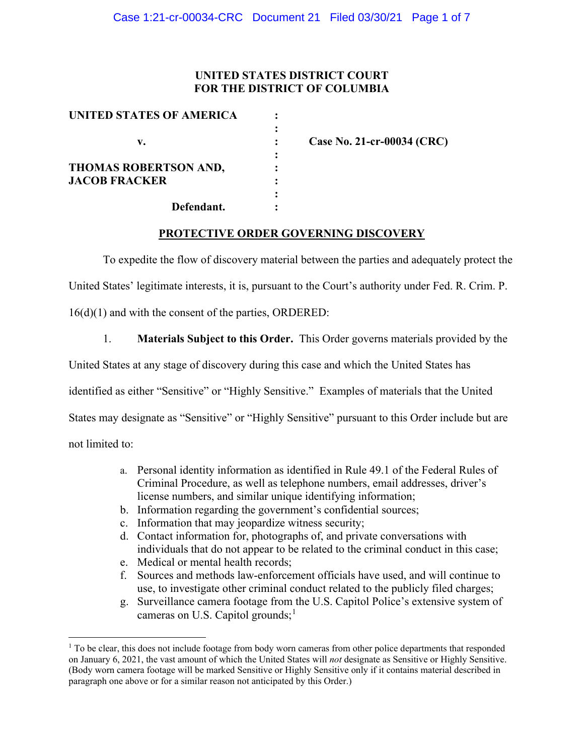**UNITED STATES DISTRICT COURT**
**FOR THE DISTRICT OF COLUMBIA**

| | | |
|---|---|---|
| **UNITED STATES OF AMERICA** | : | |
| | : | |
| **v.** | : | **Case No. 21-cr-00034 (CRC)** |
| | : | |
| **THOMAS ROBERTSON AND, JACOB FRACKER** | : | |
| | : | |
| **Defendant.** | : | |

## PROTECTIVE ORDER GOVERNING DISCOVERY

To expedite the flow of discovery material between the parties and adequately protect the United States' legitimate interests, it is, pursuant to the Court's authority under Fed. R. Crim. P. 16(d)(1) and with the consent of the parties, ORDERED:

1. **Materials Subject to this Order.** This Order governs materials provided by the United States at any stage of discovery during this case and which the United States has identified as either "Sensitive" or "Highly Sensitive." Examples of materials that the United States may designate as "Sensitive" or "Highly Sensitive" pursuant to this Order include but are not limited to:

   a. Personal identity information as identified in Rule 49.1 of the Federal Rules of Criminal Procedure, as well as telephone numbers, email addresses, driver's license numbers, and similar unique identifying information;
   b. Information regarding the government's confidential sources;
   c. Information that may jeopardize witness security;
   d. Contact information for, photographs of, and private conversations with individuals that do not appear to be related to the criminal conduct in this case;
   e. Medical or mental health records;
   f. Sources and methods law-enforcement officials have used, and will continue to use, to investigate other criminal conduct related to the publicly filed charges;
   g. Surveillance camera footage from the U.S. Capitol Police's extensive system of cameras on U.S. Capitol grounds;[1]

---

[1] To be clear, this does not include footage from body worn cameras from other police departments that responded on January 6, 2021, the vast amount of which the United States will *not* designate as Sensitive or Highly Sensitive. (Body worn camera footage will be marked Sensitive or Highly Sensitive only if it contains material described in paragraph one above or for a similar reason not anticipated by this Order.)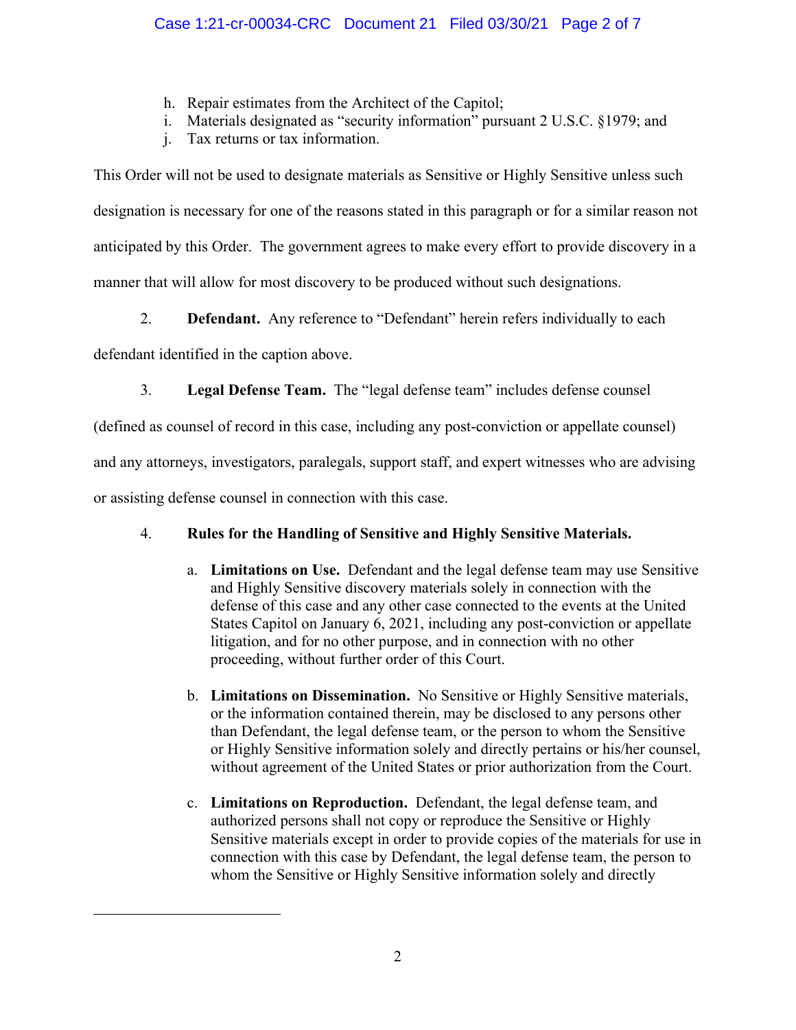h. Repair estimates from the Architect of the Capitol;
i. Materials designated as "security information" pursuant 2 U.S.C. §1979; and
j. Tax returns or tax information.

This Order will not be used to designate materials as Sensitive or Highly Sensitive unless such designation is necessary for one of the reasons stated in this paragraph or for a similar reason not anticipated by this Order. The government agrees to make every effort to provide discovery in a manner that will allow for most discovery to be produced without such designations.

2. **Defendant.** Any reference to "Defendant" herein refers individually to each defendant identified in the caption above.

3. **Legal Defense Team.** The "legal defense team" includes defense counsel (defined as counsel of record in this case, including any post-conviction or appellate counsel) and any attorneys, investigators, paralegals, support staff, and expert witnesses who are advising or assisting defense counsel in connection with this case.

4. **Rules for the Handling of Sensitive and Highly Sensitive Materials.**

   a. **Limitations on Use.** Defendant and the legal defense team may use Sensitive and Highly Sensitive discovery materials solely in connection with the defense of this case and any other case connected to the events at the United States Capitol on January 6, 2021, including any post-conviction or appellate litigation, and for no other purpose, and in connection with no other proceeding, without further order of this Court.

   b. **Limitations on Dissemination.** No Sensitive or Highly Sensitive materials, or the information contained therein, may be disclosed to any persons other than Defendant, the legal defense team, or the person to whom the Sensitive or Highly Sensitive information solely and directly pertains or his/her counsel, without agreement of the United States or prior authorization from the Court.

   c. **Limitations on Reproduction.** Defendant, the legal defense team, and authorized persons shall not copy or reproduce the Sensitive or Highly Sensitive materials except in order to provide copies of the materials for use in connection with this case by Defendant, the legal defense team, the person to whom the Sensitive or Highly Sensitive information solely and directly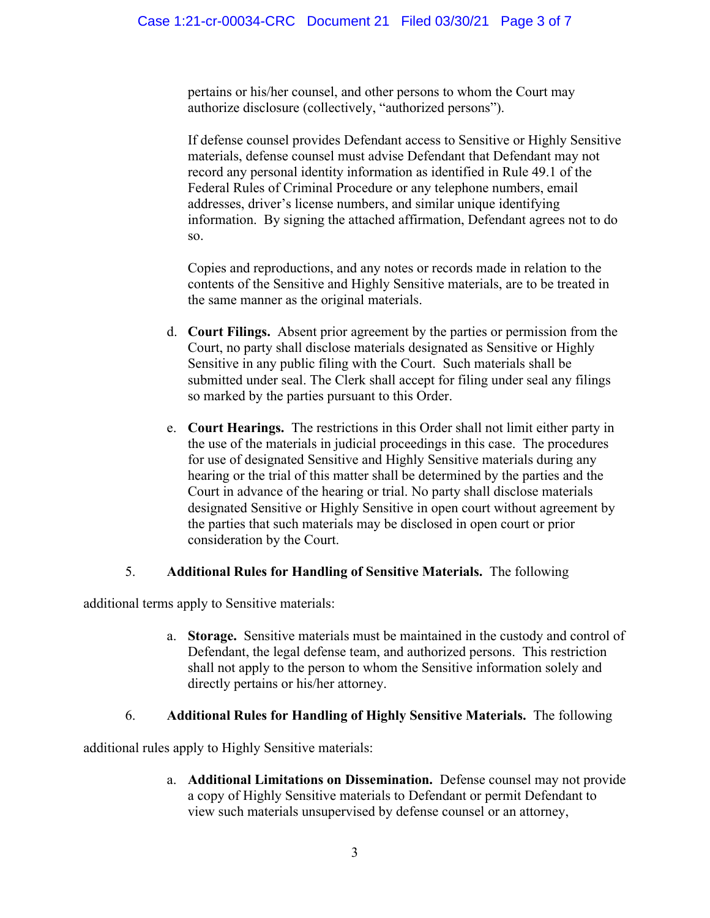pertains or his/her counsel, and other persons to whom the Court may authorize disclosure (collectively, "authorized persons").

If defense counsel provides Defendant access to Sensitive or Highly Sensitive materials, defense counsel must advise Defendant that Defendant may not record any personal identity information as identified in Rule 49.1 of the Federal Rules of Criminal Procedure or any telephone numbers, email addresses, driver's license numbers, and similar unique identifying information. By signing the attached affirmation, Defendant agrees not to do so.

Copies and reproductions, and any notes or records made in relation to the contents of the Sensitive and Highly Sensitive materials, are to be treated in the same manner as the original materials.

d. **Court Filings.** Absent prior agreement by the parties or permission from the Court, no party shall disclose materials designated as Sensitive or Highly Sensitive in any public filing with the Court. Such materials shall be submitted under seal. The Clerk shall accept for filing under seal any filings so marked by the parties pursuant to this Order.

e. **Court Hearings.** The restrictions in this Order shall not limit either party in the use of the materials in judicial proceedings in this case. The procedures for use of designated Sensitive and Highly Sensitive materials during any hearing or the trial of this matter shall be determined by the parties and the Court in advance of the hearing or trial. No party shall disclose materials designated Sensitive or Highly Sensitive in open court without agreement by the parties that such materials may be disclosed in open court or prior consideration by the Court.

5. **Additional Rules for Handling of Sensitive Materials.** The following additional terms apply to Sensitive materials:

a. **Storage.** Sensitive materials must be maintained in the custody and control of Defendant, the legal defense team, and authorized persons. This restriction shall not apply to the person to whom the Sensitive information solely and directly pertains or his/her attorney.

6. **Additional Rules for Handling of Highly Sensitive Materials.** The following additional rules apply to Highly Sensitive materials:

a. **Additional Limitations on Dissemination.** Defense counsel may not provide a copy of Highly Sensitive materials to Defendant or permit Defendant to view such materials unsupervised by defense counsel or an attorney,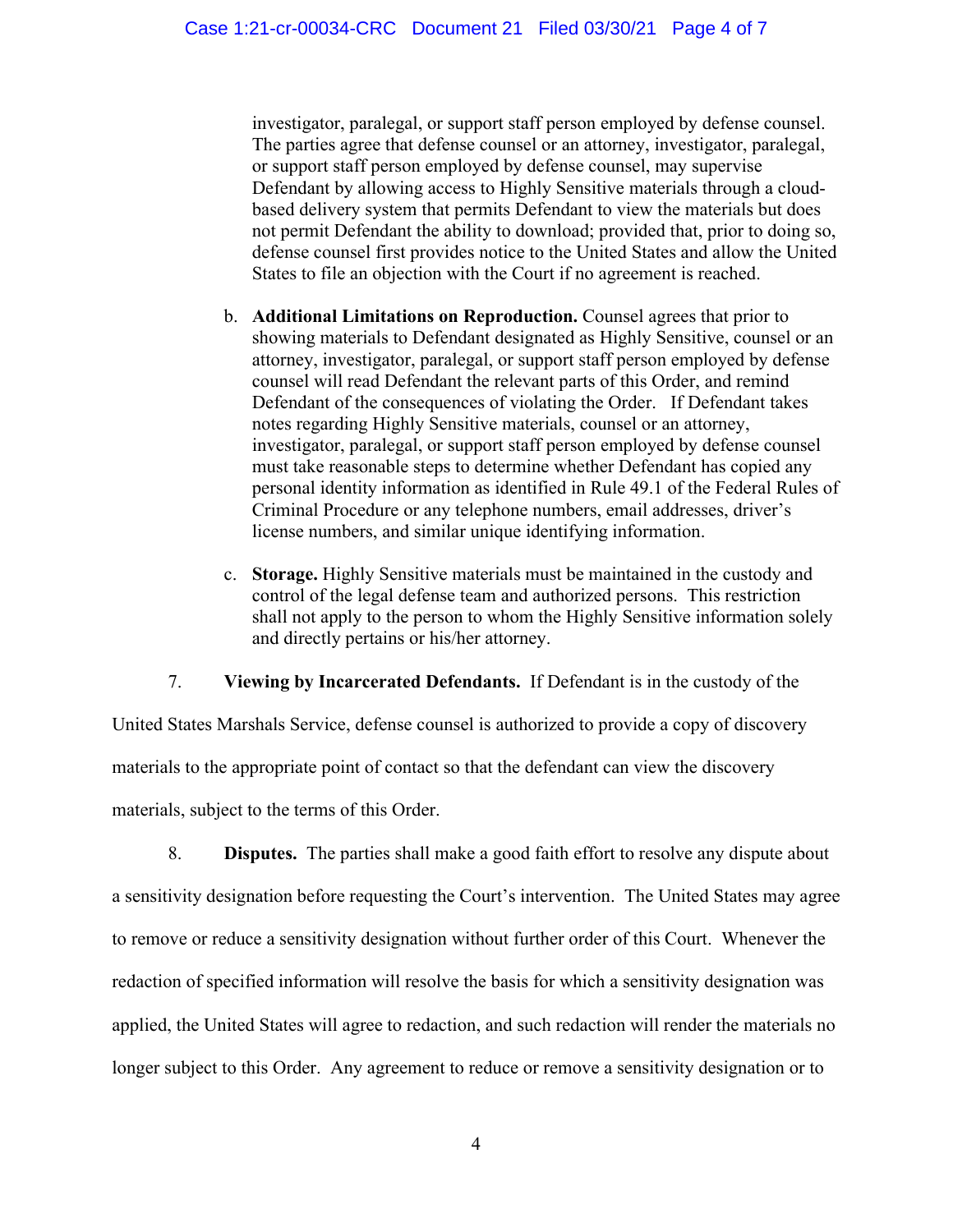investigator, paralegal, or support staff person employed by defense counsel. The parties agree that defense counsel or an attorney, investigator, paralegal, or support staff person employed by defense counsel, may supervise Defendant by allowing access to Highly Sensitive materials through a cloud-based delivery system that permits Defendant to view the materials but does not permit Defendant the ability to download; provided that, prior to doing so, defense counsel first provides notice to the United States and allow the United States to file an objection with the Court if no agreement is reached.

b. **Additional Limitations on Reproduction.** Counsel agrees that prior to showing materials to Defendant designated as Highly Sensitive, counsel or an attorney, investigator, paralegal, or support staff person employed by defense counsel will read Defendant the relevant parts of this Order, and remind Defendant of the consequences of violating the Order. If Defendant takes notes regarding Highly Sensitive materials, counsel or an attorney, investigator, paralegal, or support staff person employed by defense counsel must take reasonable steps to determine whether Defendant has copied any personal identity information as identified in Rule 49.1 of the Federal Rules of Criminal Procedure or any telephone numbers, email addresses, driver's license numbers, and similar unique identifying information.

c. **Storage.** Highly Sensitive materials must be maintained in the custody and control of the legal defense team and authorized persons. This restriction shall not apply to the person to whom the Highly Sensitive information solely and directly pertains or his/her attorney.

7. **Viewing by Incarcerated Defendants.** If Defendant is in the custody of the United States Marshals Service, defense counsel is authorized to provide a copy of discovery materials to the appropriate point of contact so that the defendant can view the discovery materials, subject to the terms of this Order.

8. **Disputes.** The parties shall make a good faith effort to resolve any dispute about a sensitivity designation before requesting the Court's intervention. The United States may agree to remove or reduce a sensitivity designation without further order of this Court. Whenever the redaction of specified information will resolve the basis for which a sensitivity designation was applied, the United States will agree to redaction, and such redaction will render the materials no longer subject to this Order. Any agreement to reduce or remove a sensitivity designation or to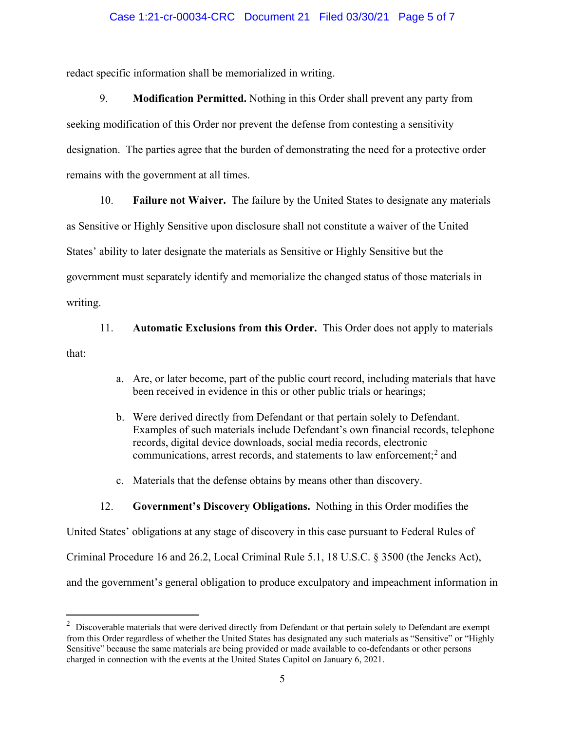redact specific information shall be memorialized in writing.

9. **Modification Permitted.** Nothing in this Order shall prevent any party from seeking modification of this Order nor prevent the defense from contesting a sensitivity designation. The parties agree that the burden of demonstrating the need for a protective order remains with the government at all times.

10. **Failure not Waiver.** The failure by the United States to designate any materials as Sensitive or Highly Sensitive upon disclosure shall not constitute a waiver of the United States' ability to later designate the materials as Sensitive or Highly Sensitive but the government must separately identify and memorialize the changed status of those materials in writing.

11. **Automatic Exclusions from this Order.** This Order does not apply to materials that:

a. Are, or later become, part of the public court record, including materials that have been received in evidence in this or other public trials or hearings;

b. Were derived directly from Defendant or that pertain solely to Defendant. Examples of such materials include Defendant's own financial records, telephone records, digital device downloads, social media records, electronic communications, arrest records, and statements to law enforcement;[2] and

c. Materials that the defense obtains by means other than discovery.

12. **Government's Discovery Obligations.** Nothing in this Order modifies the United States' obligations at any stage of discovery in this case pursuant to Federal Rules of Criminal Procedure 16 and 26.2, Local Criminal Rule 5.1, 18 U.S.C. § 3500 (the Jencks Act), and the government's general obligation to produce exculpatory and impeachment information in

---

[2] Discoverable materials that were derived directly from Defendant or that pertain solely to Defendant are exempt from this Order regardless of whether the United States has designated any such materials as "Sensitive" or "Highly Sensitive" because the same materials are being provided or made available to co-defendants or other persons charged in connection with the events at the United States Capitol on January 6, 2021.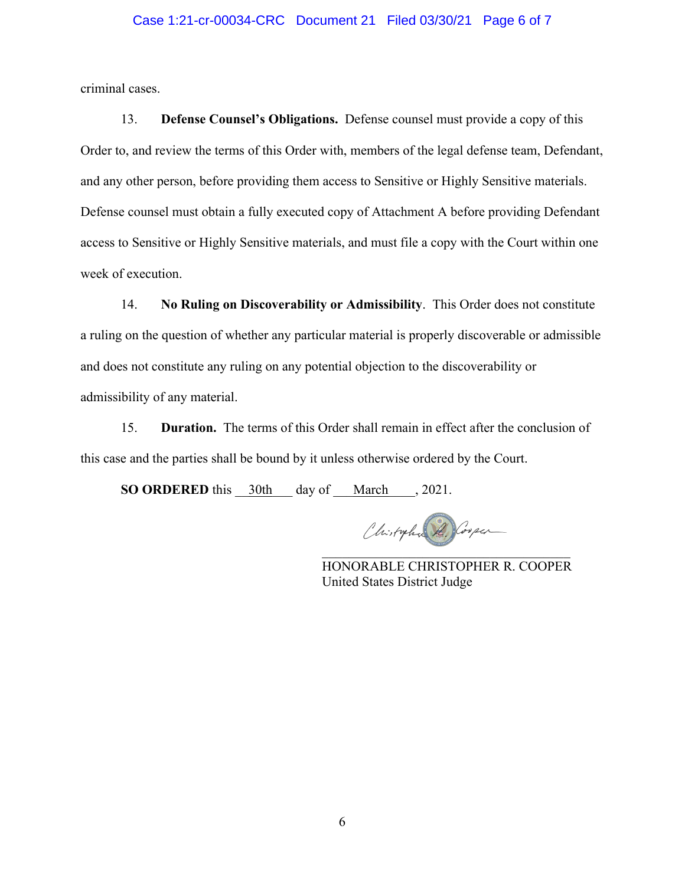criminal cases.

13. **Defense Counsel's Obligations.** Defense counsel must provide a copy of this Order to, and review the terms of this Order with, members of the legal defense team, Defendant, and any other person, before providing them access to Sensitive or Highly Sensitive materials. Defense counsel must obtain a fully executed copy of Attachment A before providing Defendant access to Sensitive or Highly Sensitive materials, and must file a copy with the Court within one week of execution.

14. **No Ruling on Discoverability or Admissibility**. This Order does not constitute a ruling on the question of whether any particular material is properly discoverable or admissible and does not constitute any ruling on any potential objection to the discoverability or admissibility of any material.

15. **Duration.** The terms of this Order shall remain in effect after the conclusion of this case and the parties shall be bound by it unless otherwise ordered by the Court.

**SO ORDERED** this 30th day of March, 2021.

Christopher R. Cooper

HONORABLE CHRISTOPHER R. COOPER
United States District Judge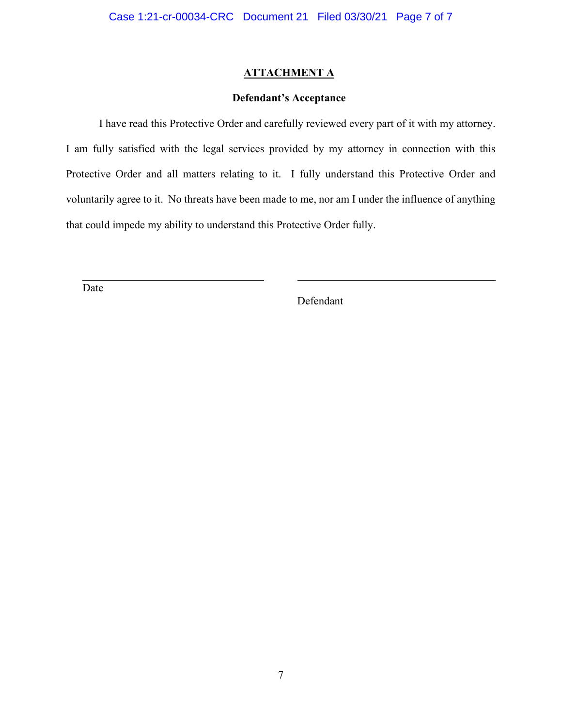## ATTACHMENT A

### Defendant's Acceptance

I have read this Protective Order and carefully reviewed every part of it with my attorney. I am fully satisfied with the legal services provided by my attorney in connection with this Protective Order and all matters relating to it. I fully understand this Protective Order and voluntarily agree to it. No threats have been made to me, nor am I under the influence of anything that could impede my ability to understand this Protective Order fully.

______________________________
Date

______________________________
Defendant